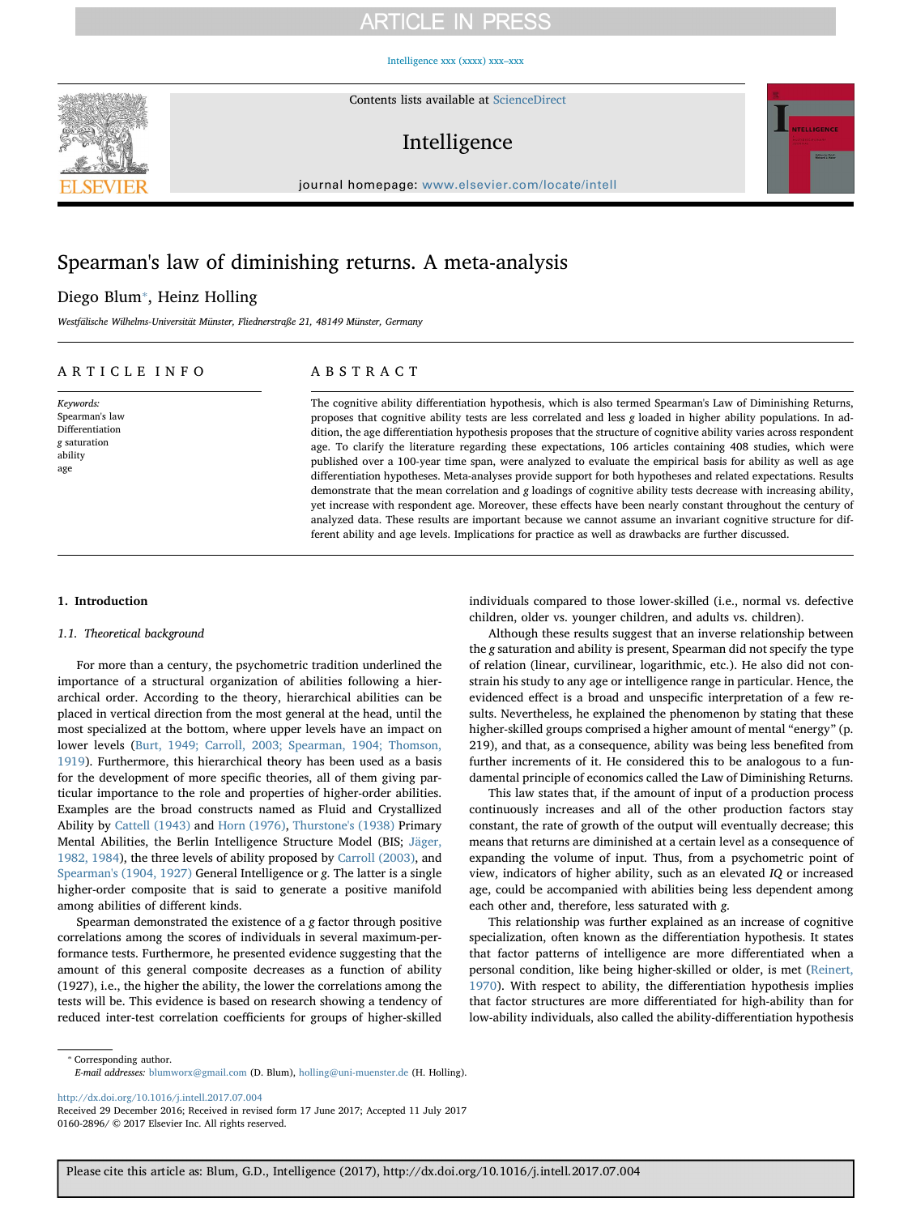# Spearman's law of diminishing returns. A meta-analysis

Diego Blum*, Heinz Holling

*Westfälische Wilhelms-Universität Münster, Fliednerstraße 21, 48149 Münster, Germany*

## ARTICLE INFO

*Keywords:*
Spearman's law
Differentiation
*g* saturation
ability
age

## ABSTRACT

The cognitive ability differentiation hypothesis, which is also termed Spearman's Law of Diminishing Returns, proposes that cognitive ability tests are less correlated and less *g* loaded in higher ability populations. In addition, the age differentiation hypothesis proposes that the structure of cognitive ability varies across respondent age. To clarify the literature regarding these expectations, 106 articles containing 408 studies, which were published over a 100-year time span, were analyzed to evaluate the empirical basis for ability as well as age differentiation hypotheses. Meta-analyses provide support for both hypotheses and related expectations. Results demonstrate that the mean correlation and *g* loadings of cognitive ability tests decrease with increasing ability, yet increase with respondent age. Moreover, these effects have been nearly constant throughout the century of analyzed data. These results are important because we cannot assume an invariant cognitive structure for different ability and age levels. Implications for practice as well as drawbacks are further discussed.

## 1. Introduction

### 1.1. Theoretical background

For more than a century, the psychometric tradition underlined the importance of a structural organization of abilities following a hierarchical order. According to the theory, hierarchical abilities can be placed in vertical direction from the most general at the head, until the most specialized at the bottom, where upper levels have an impact on lower levels (Burt, 1949; Carroll, 2003; Spearman, 1904; Thomson, 1919). Furthermore, this hierarchical theory has been used as a basis for the development of more specific theories, all of them giving particular importance to the role and properties of higher-order abilities. Examples are the broad constructs named as Fluid and Crystallized Ability by Cattell (1943) and Horn (1976), Thurstone's (1938) Primary Mental Abilities, the Berlin Intelligence Structure Model (BIS; Jäger, 1982, 1984), the three levels of ability proposed by Carroll (2003), and Spearman's (1904, 1927) General Intelligence or *g*. The latter is a single higher-order composite that is said to generate a positive manifold among abilities of different kinds.

Spearman demonstrated the existence of a *g* factor through positive correlations among the scores of individuals in several maximum-performance tests. Furthermore, he presented evidence suggesting that the amount of this general composite decreases as a function of ability (1927), i.e., the higher the ability, the lower the correlations among the tests will be. This evidence is based on research showing a tendency of reduced inter-test correlation coefficients for groups of higher-skilled individuals compared to those lower-skilled (i.e., normal vs. defective children, older vs. younger children, and adults vs. children).

Although these results suggest that an inverse relationship between the *g* saturation and ability is present, Spearman did not specify the type of relation (linear, curvilinear, logarithmic, etc.). He also did not constrain his study to any age or intelligence range in particular. Hence, the evidenced effect is a broad and unspecific interpretation of a few results. Nevertheless, he explained the phenomenon by stating that these higher-skilled groups comprised a higher amount of mental "energy" (p. 219), and that, as a consequence, ability was being less benefited from further increments of it. He considered this to be analogous to a fundamental principle of economics called the Law of Diminishing Returns.

This law states that, if the amount of input of a production process continuously increases and all of the other production factors stay constant, the rate of growth of the output will eventually decrease; this means that returns are diminished at a certain level as a consequence of expanding the volume of input. Thus, from a psychometric point of view, indicators of higher ability, such as an elevated *IQ* or increased age, could be accompanied with abilities being less dependent among each other and, therefore, less saturated with *g*.

This relationship was further explained as an increase of cognitive specialization, often known as the differentiation hypothesis. It states that factor patterns of intelligence are more differentiated when a personal condition, like being higher-skilled or older, is met (Reinert, 1970). With respect to ability, the differentiation hypothesis implies that factor structures are more differentiated for high-ability than for low-ability individuals, also called the ability-differentiation hypothesis

---

* Corresponding author.
*E-mail addresses:* blumworx@gmail.com (D. Blum), holling@uni-muenster.de (H. Holling).

http://dx.doi.org/10.1016/j.intell.2017.07.004
Received 29 December 2016; Received in revised form 17 June 2017; Accepted 11 July 2017
0160-2896/ © 2017 Elsevier Inc. All rights reserved.

Please cite this article as: Blum, G.D., Intelligence (2017), http://dx.doi.org/10.1016/j.intell.2017.07.004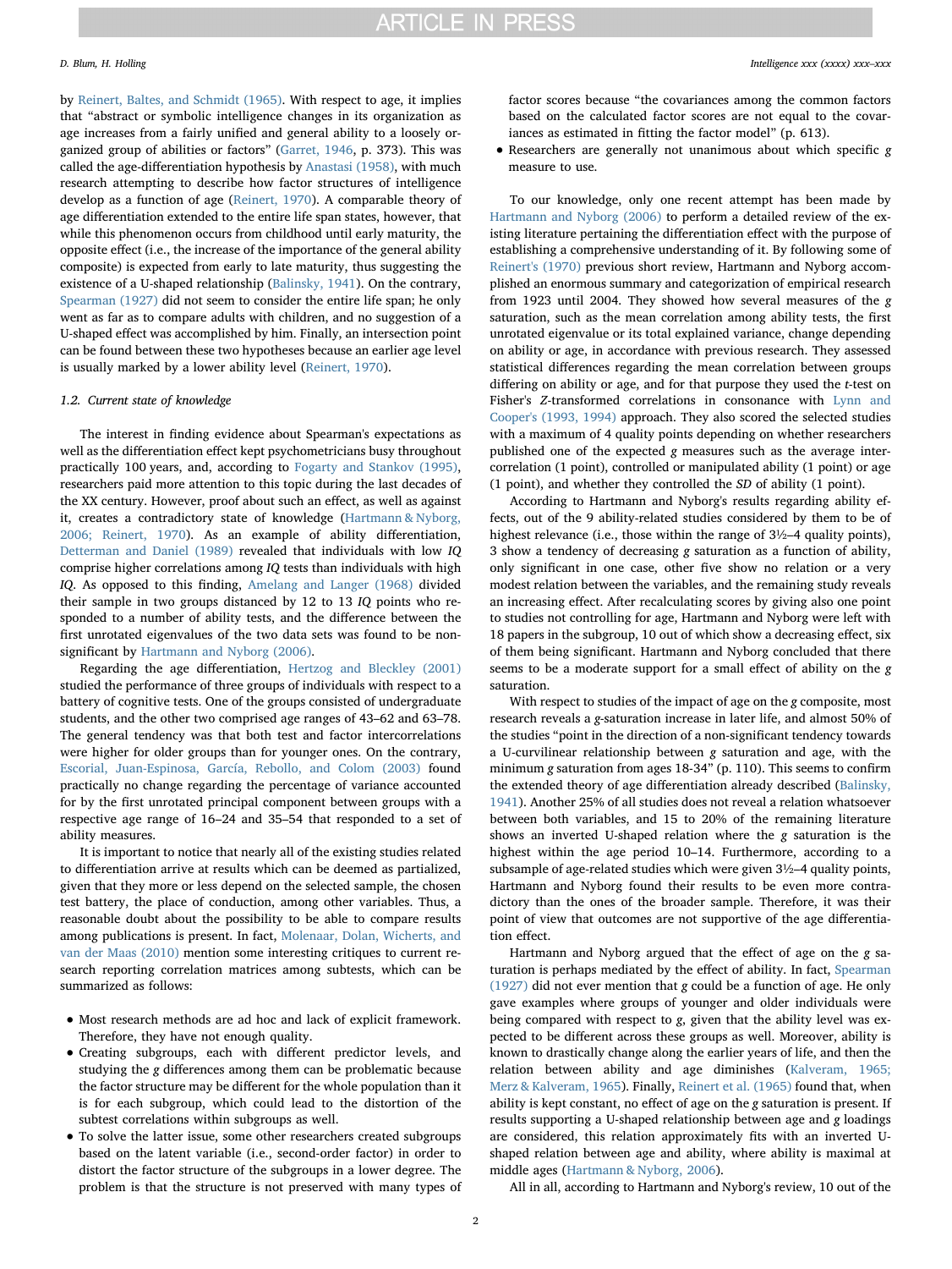by Reinert, Baltes, and Schmidt (1965). With respect to age, it implies that "abstract or symbolic intelligence changes in its organization as age increases from a fairly unified and general ability to a loosely organized group of abilities or factors" (Garret, 1946, p. 373). This was called the age-differentiation hypothesis by Anastasi (1958), with much research attempting to describe how factor structures of intelligence develop as a function of age (Reinert, 1970). A comparable theory of age differentiation extended to the entire life span states, however, that while this phenomenon occurs from childhood until early maturity, the opposite effect (i.e., the increase of the importance of the general ability composite) is expected from early to late maturity, thus suggesting the existence of a U-shaped relationship (Balinsky, 1941). On the contrary, Spearman (1927) did not seem to consider the entire life span; he only went as far as to compare adults with children, and no suggestion of a U-shaped effect was accomplished by him. Finally, an intersection point can be found between these two hypotheses because an earlier age level is usually marked by a lower ability level (Reinert, 1970).

### 1.2. Current state of knowledge

The interest in finding evidence about Spearman's expectations as well as the differentiation effect kept psychometricians busy throughout practically 100 years, and, according to Fogarty and Stankov (1995), researchers paid more attention to this topic during the last decades of the XX century. However, proof about such an effect, as well as against it, creates a contradictory state of knowledge (Hartmann & Nyborg, 2006; Reinert, 1970). As an example of ability differentiation, Detterman and Daniel (1989) revealed that individuals with low *IQ* comprise higher correlations among *IQ* tests than individuals with high *IQ*. As opposed to this finding, Amelang and Langer (1968) divided their sample in two groups distanced by 12 to 13 *IQ* points who responded to a number of ability tests, and the difference between the first unrotated eigenvalues of the two data sets was found to be non-significant by Hartmann and Nyborg (2006).

Regarding the age differentiation, Hertzog and Bleckley (2001) studied the performance of three groups of individuals with respect to a battery of cognitive tests. One of the groups consisted of undergraduate students, and the other two comprised age ranges of 43–62 and 63–78. The general tendency was that both test and factor intercorrelations were higher for older groups than for younger ones. On the contrary, Escorial, Juan-Espinosa, García, Rebollo, and Colom (2003) found practically no change regarding the percentage of variance accounted for by the first unrotated principal component between groups with a respective age range of 16–24 and 35–54 that responded to a set of ability measures.

It is important to notice that nearly all of the existing studies related to differentiation arrive at results which can be deemed as partialized, given that they more or less depend on the selected sample, the chosen test battery, the place of conduction, among other variables. Thus, a reasonable doubt about the possibility to be able to compare results among publications is present. In fact, Molenaar, Dolan, Wicherts, and van der Maas (2010) mention some interesting critiques to current research reporting correlation matrices among subtests, which can be summarized as follows:

- Most research methods are ad hoc and lack of explicit framework. Therefore, they have not enough quality.
- Creating subgroups, each with different predictor levels, and studying the *g* differences among them can be problematic because the factor structure may be different for the whole population than it is for each subgroup, which could lead to the distortion of the subtest correlations within subgroups as well.
- To solve the latter issue, some other researchers created subgroups based on the latent variable (i.e., second-order factor) in order to distort the factor structure of the subgroups in a lower degree. The problem is that the structure is not preserved with many types of factor scores because "the covariances among the common factors based on the calculated factor scores are not equal to the covariances as estimated in fitting the factor model" (p. 613).
- Researchers are generally not unanimous about which specific *g* measure to use.

To our knowledge, only one recent attempt has been made by Hartmann and Nyborg (2006) to perform a detailed review of the existing literature pertaining the differentiation effect with the purpose of establishing a comprehensive understanding of it. By following some of Reinert's (1970) previous short review, Hartmann and Nyborg accomplished an enormous summary and categorization of empirical research from 1923 until 2004. They showed how several measures of the *g* saturation, such as the mean correlation among ability tests, the first unrotated eigenvalue or its total explained variance, change depending on ability or age, in accordance with previous research. They assessed statistical differences regarding the mean correlation between groups differing on ability or age, and for that purpose they used the *t*-test on Fisher's *Z*-transformed correlations in consonance with Lynn and Cooper's (1993, 1994) approach. They also scored the selected studies with a maximum of 4 quality points depending on whether researchers published one of the expected *g* measures such as the average intercorrelation (1 point), controlled or manipulated ability (1 point) or age (1 point), and whether they controlled the *SD* of ability (1 point).

According to Hartmann and Nyborg's results regarding ability effects, out of the 9 ability-related studies considered by them to be of highest relevance (i.e., those within the range of 3½–4 quality points), 3 show a tendency of decreasing *g* saturation as a function of ability, only significant in one case, other five show no relation or a very modest relation between the variables, and the remaining study reveals an increasing effect. After recalculating scores by giving also one point to studies not controlling for age, Hartmann and Nyborg were left with 18 papers in the subgroup, 10 out of which show a decreasing effect, six of them being significant. Hartmann and Nyborg concluded that there seems to be a moderate support for a small effect of ability on the *g* saturation.

With respect to studies of the impact of age on the *g* composite, most research reveals a *g*-saturation increase in later life, and almost 50% of the studies "point in the direction of a non-significant tendency towards a U-curvilinear relationship between *g* saturation and age, with the minimum *g* saturation from ages 18-34" (p. 110). This seems to confirm the extended theory of age differentiation already described (Balinsky, 1941). Another 25% of all studies does not reveal a relation whatsoever between both variables, and 15 to 20% of the remaining literature shows an inverted U-shaped relation where the *g* saturation is the highest within the age period 10–14. Furthermore, according to a subsample of age-related studies which were given 3½–4 quality points, Hartmann and Nyborg found their results to be even more contradictory than the ones of the broader sample. Therefore, it was their point of view that outcomes are not supportive of the age differentiation effect.

Hartmann and Nyborg argued that the effect of age on the *g* saturation is perhaps mediated by the effect of ability. In fact, Spearman (1927) did not ever mention that *g* could be a function of age. He only gave examples where groups of younger and older individuals were being compared with respect to *g*, given that the ability level was expected to be different across these groups as well. Moreover, ability is known to drastically change along the earlier years of life, and then the relation between ability and age diminishes (Kalveram, 1965; Merz & Kalveram, 1965). Finally, Reinert et al. (1965) found that, when ability is kept constant, no effect of age on the *g* saturation is present. If results supporting a U-shaped relationship between age and *g* loadings are considered, this relation approximately fits with an inverted U-shaped relation between age and ability, where ability is maximal at middle ages (Hartmann & Nyborg, 2006).

All in all, according to Hartmann and Nyborg's review, 10 out of the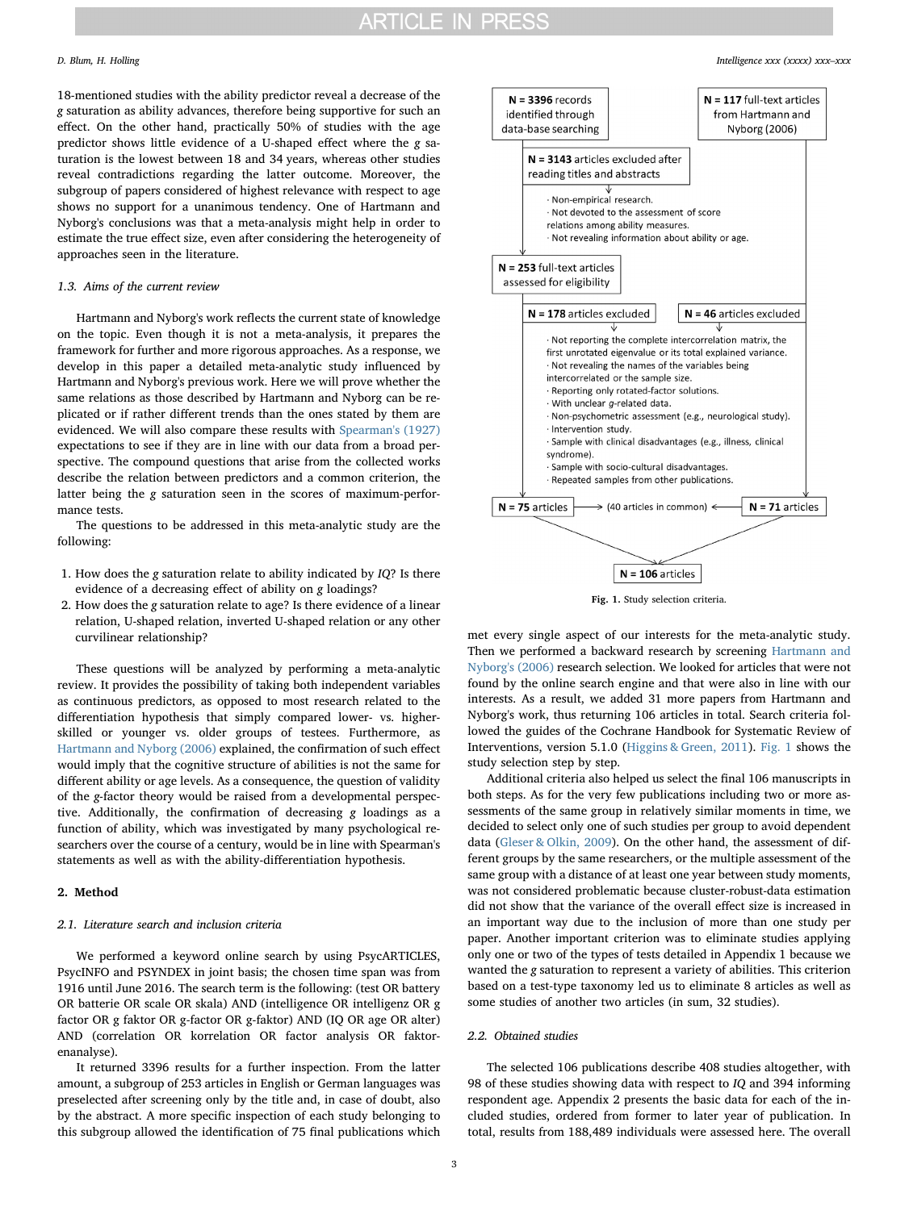18-mentioned studies with the ability predictor reveal a decrease of the *g* saturation as ability advances, therefore being supportive for such an effect. On the other hand, practically 50% of studies with the age predictor shows little evidence of a U-shaped effect where the *g* saturation is the lowest between 18 and 34 years, whereas other studies reveal contradictions regarding the latter outcome. Moreover, the subgroup of papers considered of highest relevance with respect to age shows no support for a unanimous tendency. One of Hartmann and Nyborg's conclusions was that a meta-analysis might help in order to estimate the true effect size, even after considering the heterogeneity of approaches seen in the literature.

### 1.3. Aims of the current review

Hartmann and Nyborg's work reflects the current state of knowledge on the topic. Even though it is not a meta-analysis, it prepares the framework for further and more rigorous approaches. As a response, we develop in this paper a detailed meta-analytic study influenced by Hartmann and Nyborg's previous work. Here we will prove whether the same relations as those described by Hartmann and Nyborg can be replicated or if rather different trends than the ones stated by them are evidenced. We will also compare these results with Spearman's (1927) expectations to see if they are in line with our data from a broad perspective. The compound questions that arise from the collected works describe the relation between predictors and a common criterion, the latter being the *g* saturation seen in the scores of maximum-performance tests.

The questions to be addressed in this meta-analytic study are the following:

1. How does the *g* saturation relate to ability indicated by *IQ*? Is there evidence of a decreasing effect of ability on *g* loadings?
2. How does the *g* saturation relate to age? Is there evidence of a linear relation, U-shaped relation, inverted U-shaped relation or any other curvilinear relationship?

These questions will be analyzed by performing a meta-analytic review. It provides the possibility of taking both independent variables as continuous predictors, as opposed to most research related to the differentiation hypothesis that simply compared lower- vs. higher-skilled or younger vs. older groups of testees. Furthermore, as Hartmann and Nyborg (2006) explained, the confirmation of such effect would imply that the cognitive structure of abilities is not the same for different ability or age levels. As a consequence, the question of validity of the *g*-factor theory would be raised from a developmental perspective. Additionally, the confirmation of decreasing *g* loadings as a function of ability, which was investigated by many psychological researchers over the course of a century, would be in line with Spearman's statements as well as with the ability-differentiation hypothesis.

## 2. Method

### 2.1. Literature search and inclusion criteria

We performed a keyword online search by using PsycARTICLES, PsycINFO and PSYNDEX in joint basis; the chosen time span was from 1916 until June 2016. The search term is the following: (test OR battery OR batterie OR scale OR skala) AND (intelligence OR intelligenz OR g factor OR g faktor OR g-factor OR g-faktor) AND (IQ OR age OR alter) AND (correlation OR korrelation OR factor analysis OR faktorenanalyse).

It returned 3396 results for a further inspection. From the latter amount, a subgroup of 253 articles in English or German languages was preselected after screening only by the title and, in case of doubt, also by the abstract. A more specific inspection of each study belonging to this subgroup allowed the identification of 75 final publications which

**N = 3396** records identified through data-base searching

**N = 117** full-text articles from Hartmann and Nyborg (2006)

**N = 3143** articles excluded after reading titles and abstracts

- Non-empirical research.
- Not devoted to the assessment of score relations among ability measures.
- Not revealing information about ability or age.

**N = 253** full-text articles assessed for eligibility

**N = 178** articles excluded

**N = 46** articles excluded

- Not reporting the complete intercorrelation matrix, the first unrotated eigenvalue or its total explained variance.
- Not revealing the names of the variables being intercorrelated or the sample size.
- Reporting only rotated-factor solutions.
- With unclear *g*-related data.
- Non-psychometric assessment (e.g., neurological study).
- Intervention study.
- Sample with clinical disadvantages (e.g., illness, clinical syndrome).
- Sample with socio-cultural disadvantages.
- Repeated samples from other publications.

**N = 75** articles → (40 articles in common) ← **N = 71** articles

**N = 106** articles

Fig. 1. Study selection criteria.

met every single aspect of our interests for the meta-analytic study. Then we performed a backward research by screening Hartmann and Nyborg's (2006) research selection. We looked for articles that were not found by the online search engine and that were also in line with our interests. As a result, we added 31 more papers from Hartmann and Nyborg's work, thus returning 106 articles in total. Search criteria followed the guides of the Cochrane Handbook for Systematic Review of Interventions, version 5.1.0 (Higgins & Green, 2011). Fig. 1 shows the study selection step by step.

Additional criteria also helped us select the final 106 manuscripts in both steps. As for the very few publications including two or more assessments of the same group in relatively similar moments in time, we decided to select only one of such studies per group to avoid dependent data (Gleser & Olkin, 2009). On the other hand, the assessment of different groups by the same researchers, or the multiple assessment of the same group with a distance of at least one year between study moments, was not considered problematic because cluster-robust-data estimation did not show that the variance of the overall effect size is increased in an important way due to the inclusion of more than one study per paper. Another important criterion was to eliminate studies applying only one or two of the types of tests detailed in Appendix 1 because we wanted the *g* saturation to represent a variety of abilities. This criterion based on a test-type taxonomy led us to eliminate 8 articles as well as some studies of another two articles (in sum, 32 studies).

### 2.2. Obtained studies

The selected 106 publications describe 408 studies altogether, with 98 of these studies showing data with respect to *IQ* and 394 informing respondent age. Appendix 2 presents the basic data for each of the included studies, ordered from former to later year of publication. In total, results from 188,489 individuals were assessed here. The overall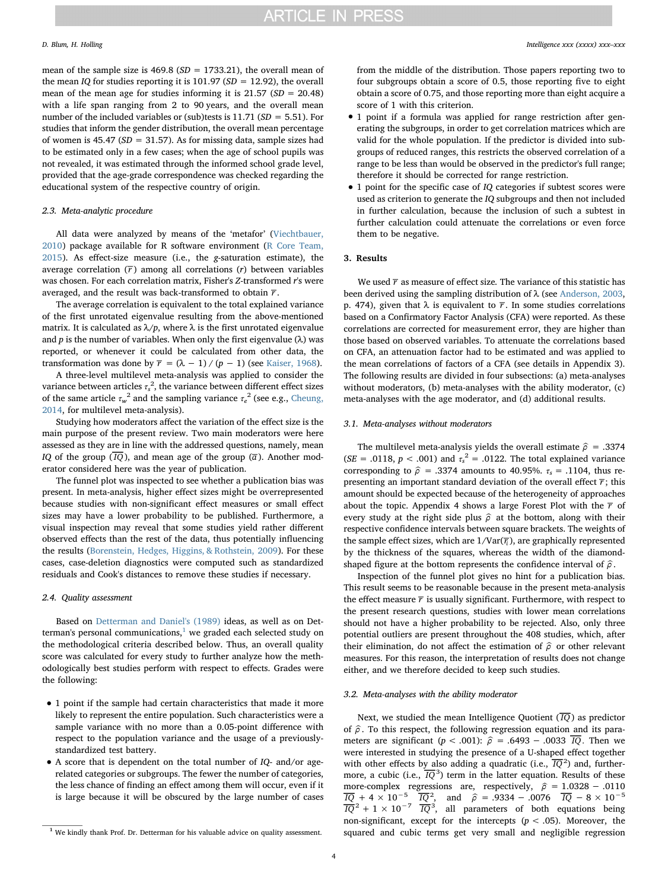mean of the sample size is 469.8 ($SD$ = 1733.21), the overall mean of the mean $IQ$ for studies reporting it is 101.97 ($SD$ = 12.92), the overall mean of the mean age for studies informing it is 21.57 ($SD$ = 20.48) with a life span ranging from 2 to 90 years, and the overall mean number of the included variables or (sub)tests is 11.71 ($SD$ = 5.51). For studies that inform the gender distribution, the overall mean percentage of women is 45.47 ($SD$ = 31.57). As for missing data, sample sizes had to be estimated only in a few cases; when the age of school pupils was not revealed, it was estimated through the informed school grade level, provided that the age-grade correspondence was checked regarding the educational system of the respective country of origin.

### 2.3. Meta-analytic procedure

All data were analyzed by means of the 'metafor' (Viechtbauer, 2010) package available for R software environment (R Core Team, 2015). As effect-size measure (i.e., the $g$-saturation estimate), the average correlation ($\overline{r}$) among all correlations ($r$) between variables was chosen. For each correlation matrix, Fisher's $Z$-transformed $r$'s were averaged, and the result was back-transformed to obtain $\overline{r}$.

The average correlation is equivalent to the total explained variance of the first unrotated eigenvalue resulting from the above-mentioned matrix. It is calculated as $\lambda/p$, where $\lambda$ is the first unrotated eigenvalue and $p$ is the number of variables. When only the first eigenvalue ($\lambda$) was reported, or whenever it could be calculated from other data, the transformation was done by $\overline{r} = (\lambda - 1) / (p - 1)$ (see Kaiser, 1968).

A three-level multilevel meta-analysis was applied to consider the variance between articles $\tau_s^2$, the variance between different effect sizes of the same article $\tau_w^2$ and the sampling variance $\tau_e^2$ (see e.g., Cheung, 2014, for multilevel meta-analysis).

Studying how moderators affect the variation of the effect size is the main purpose of the present review. Two main moderators were here assessed as they are in line with the addressed questions, namely, mean $IQ$ of the group ($\overline{IQ}$), and mean age of the group ($\overline{a}$). Another moderator considered here was the year of publication.

The funnel plot was inspected to see whether a publication bias was present. In meta-analysis, higher effect sizes might be overrepresented because studies with non-significant effect measures or small effect sizes may have a lower probability to be published. Furthermore, a visual inspection may reveal that some studies yield rather different observed effects than the rest of the data, thus potentially influencing the results (Borenstein, Hedges, Higgins, & Rothstein, 2009). For these cases, case-deletion diagnostics were computed such as standardized residuals and Cook's distances to remove these studies if necessary.

### 2.4. Quality assessment

Based on Detterman and Daniel's (1989) ideas, as well as on Detterman's personal communications,[1] we graded each selected study on the methodological criteria described below. Thus, an overall quality score was calculated for every study to further analyze how the methodologically best studies perform with respect to effects. Grades were the following:

- 1 point if the sample had certain characteristics that made it more likely to represent the entire population. Such characteristics were a sample variance with no more than a 0.05-point difference with respect to the population variance and the usage of a previously-standardized test battery.
- A score that is dependent on the total number of $IQ$- and/or age-related categories or subgroups. The fewer the number of categories, the less chance of finding an effect among them will occur, even if it is large because it will be obscured by the large number of cases from the middle of the distribution. Those papers reporting two to four subgroups obtain a score of 0.5, those reporting five to eight obtain a score of 0.75, and those reporting more than eight acquire a score of 1 with this criterion.
- 1 point if a formula was applied for range restriction after generating the subgroups, in order to get correlation matrices which are valid for the whole population. If the predictor is divided into subgroups of reduced ranges, this restricts the observed correlation of a range to be less than would be observed in the predictor's full range; therefore it should be corrected for range restriction.
- 1 point for the specific case of $IQ$ categories if subtest scores were used as criterion to generate the $IQ$ subgroups and then not included in further calculation, because the inclusion of such a subtest in further calculation could attenuate the correlations or even force them to be negative.

[1] We kindly thank Prof. Dr. Detterman for his valuable advice on quality assessment.

## 3. Results

We used $\overline{r}$ as measure of effect size. The variance of this statistic has been derived using the sampling distribution of $\lambda$ (see Anderson, 2003, p. 474), given that $\lambda$ is equivalent to $\overline{r}$. In some studies correlations based on a Confirmatory Factor Analysis (CFA) were reported. As these correlations are corrected for measurement error, they are higher than those based on observed variables. To attenuate the correlations based on CFA, an attenuation factor had to be estimated and was applied to the mean correlations of factors of a CFA (see details in Appendix 3). The following results are divided in four subsections: (a) meta-analyses without moderators, (b) meta-analyses with the ability moderator, (c) meta-analyses with the age moderator, and (d) additional results.

### 3.1. Meta-analyses without moderators

The multilevel meta-analysis yields the overall estimate $\hat{\rho}$ = .3374 ($SE$ = .0118, $p$ < .001) and $\tau_s^2$ = .0122. The total explained variance corresponding to $\hat{\rho}$ = .3374 amounts to 40.95%. $\tau_s$ = .1104, thus representing an important standard deviation of the overall effect $\overline{r}$; this amount should be expected because of the heterogeneity of approaches about the topic. Appendix 4 shows a large Forest Plot with the $\overline{r}$ of every study at the right side plus $\hat{\rho}$ at the bottom, along with their respective confidence intervals between square brackets. The weights of the sample effect sizes, which are $1/\text{Var}(\overline{r}_i)$, are graphically represented by the thickness of the squares, whereas the width of the diamond-shaped figure at the bottom represents the confidence interval of $\hat{\rho}$.

Inspection of the funnel plot gives no hint for a publication bias. This result seems to be reasonable because in the present meta-analysis the effect measure $\overline{r}$ is usually significant. Furthermore, with respect to the present research questions, studies with lower mean correlations should not have a higher probability to be rejected. Also, only three potential outliers are present throughout the 408 studies, which, after their elimination, do not affect the estimation of $\hat{\rho}$ or other relevant measures. For this reason, the interpretation of results does not change either, and we therefore decided to keep such studies.

### 3.2. Meta-analyses with the ability moderator

Next, we studied the mean Intelligence Quotient ($\overline{IQ}$) as predictor of $\hat{\rho}$. To this respect, the following regression equation and its parameters are significant ($p$ < .001): $\hat{\rho} = .6493 - .0033\ \overline{IQ}$. Then we were interested in studying the presence of a U-shaped effect together with other effects by also adding a quadratic (i.e., $\overline{IQ}^2$) and, furthermore, a cubic (i.e., $\overline{IQ}^3$) term in the latter equation. Results of these more-complex regressions are, respectively, $\hat{\rho} = 1.0328 - .0110\ \overline{IQ} + 4 \times 10^{-5}\ \overline{IQ}^2$, and $\hat{\rho} = .9334 - .0076\ \overline{IQ} - 8 \times 10^{-5}\ \overline{IQ}^2 + 1 \times 10^{-7}\ \overline{IQ}^3$, all parameters of both equations being non-significant, except for the intercepts ($p$ < .05). Moreover, the squared and cubic terms get very small and negligible regression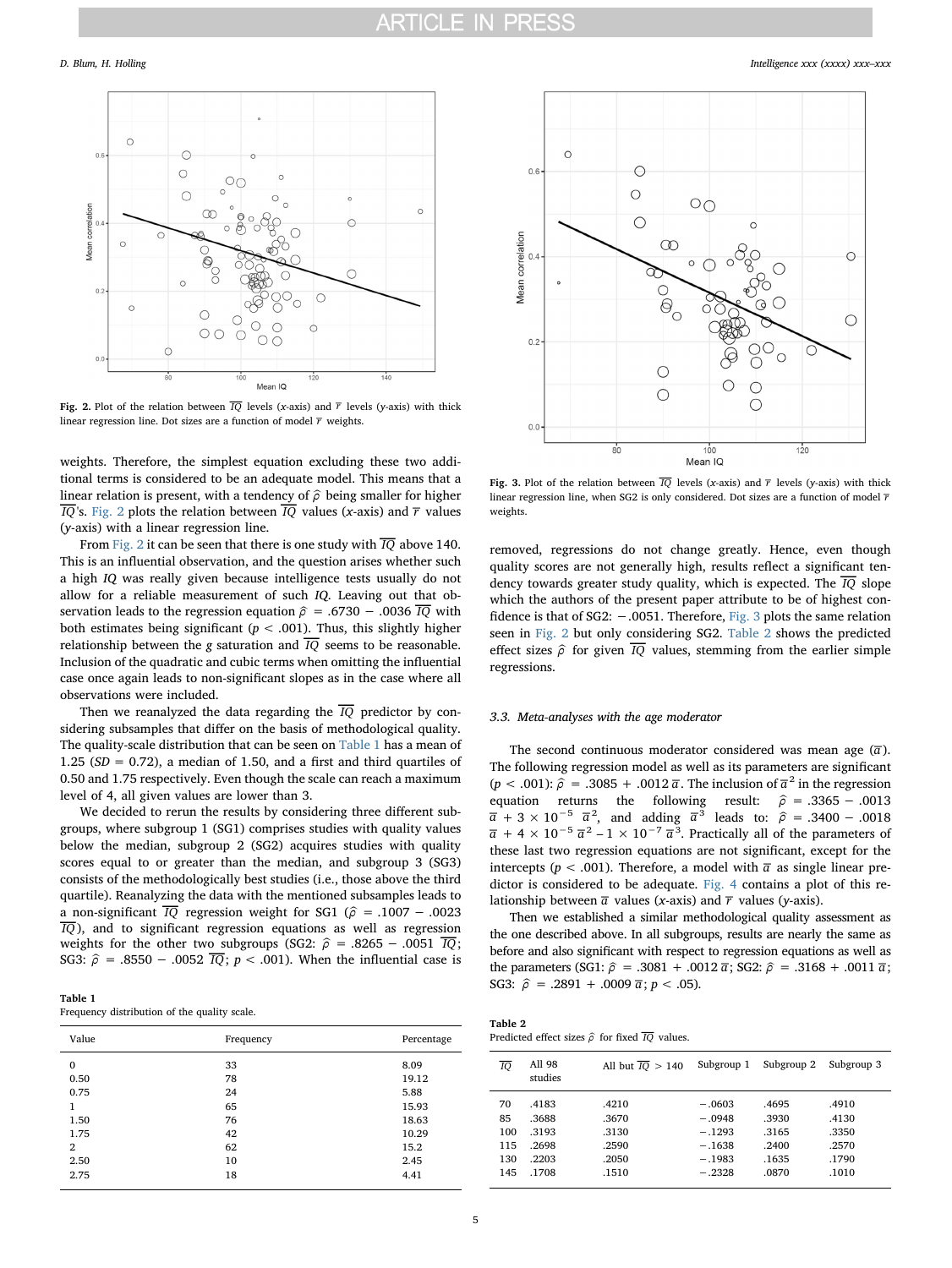Fig. 2. Plot of the relation between $\overline{IQ}$ levels (x-axis) and $\overline{r}$ levels (y-axis) with thick linear regression line. Dot sizes are a function of model $\overline{r}$ weights.

weights. Therefore, the simplest equation excluding these two additional terms is considered to be an adequate model. This means that a linear relation is present, with a tendency of $\hat{\rho}$ being smaller for higher $\overline{IQ}$'s. Fig. 2 plots the relation between $\overline{IQ}$ values (x-axis) and $\overline{r}$ values (y-axis) with a linear regression line.

From Fig. 2 it can be seen that there is one study with $\overline{IQ}$ above 140. This is an influential observation, and the question arises whether such a high *IQ* was really given because intelligence tests usually do not allow for a reliable measurement of such *IQ*. Leaving out that observation leads to the regression equation $\hat{\rho} = .6730 - .0036\ \overline{IQ}$ with both estimates being significant ($p < .001$). Thus, this slightly higher relationship between the *g* saturation and $\overline{IQ}$ seems to be reasonable. Inclusion of the quadratic and cubic terms when omitting the influential case once again leads to non-significant slopes as in the case where all observations were included.

Then we reanalyzed the data regarding the $\overline{IQ}$ predictor by considering subsamples that differ on the basis of methodological quality. The quality-scale distribution that can be seen on Table 1 has a mean of 1.25 ($SD = 0.72$), a median of 1.50, and a first and third quartiles of 0.50 and 1.75 respectively. Even though the scale can reach a maximum level of 4, all given values are lower than 3.

We decided to rerun the results by considering three different subgroups, where subgroup 1 (SG1) comprises studies with quality values below the median, subgroup 2 (SG2) acquires studies with quality scores equal to or greater than the median, and subgroup 3 (SG3) consists of the methodologically best studies (i.e., those above the third quartile). Reanalyzing the data with the mentioned subsamples leads to a non-significant $\overline{IQ}$ regression weight for SG1 ($\hat{\rho} = .1007 - .0023\ \overline{IQ}$), and to significant regression equations as well as regression weights for the other two subgroups (SG2: $\hat{\rho} = .8265 - .0051\ \overline{IQ}$; SG3: $\hat{\rho} = .8550 - .0052\ \overline{IQ}$; $p < .001$). When the influential case is removed, regressions do not change greatly. Hence, even though quality scores are not generally high, results reflect a significant tendency towards greater study quality, which is expected. The $\overline{IQ}$ slope which the authors of the present paper attribute to be of highest confidence is that of SG2: $-.0051$. Therefore, Fig. 3 plots the same relation seen in Fig. 2 but only considering SG2. Table 2 shows the predicted effect sizes $\hat{\rho}$ for given $\overline{IQ}$ values, stemming from the earlier simple regressions.

**Table 1**
Frequency distribution of the quality scale.

| Value | Frequency | Percentage |
|---|---|---|
| 0 | 33 | 8.09 |
| 0.50 | 78 | 19.12 |
| 0.75 | 24 | 5.88 |
| 1 | 65 | 15.93 |
| 1.50 | 76 | 18.63 |
| 1.75 | 42 | 10.29 |
| 2 | 62 | 15.2 |
| 2.50 | 10 | 2.45 |
| 2.75 | 18 | 4.41 |

Fig. 3. Plot of the relation between $\overline{IQ}$ levels (x-axis) and $\overline{r}$ levels (y-axis) with thick linear regression line, when SG2 is only considered. Dot sizes are a function of model $\overline{r}$ weights.

### 3.3. Meta-analyses with the age moderator

The second continuous moderator considered was mean age ($\overline{a}$). The following regression model as well as its parameters are significant ($p < .001$): $\hat{\rho} = .3085 + .0012\ \overline{a}$. The inclusion of $\overline{a}^2$ in the regression equation returns the following result: $\hat{\rho} = .3365 - .0013\ \overline{a} + 3 \times 10^{-5}\ \overline{a}^2$, and adding $\overline{a}^3$ leads to: $\hat{\rho} = .3400 - .0018\ \overline{a} + 4 \times 10^{-5}\ \overline{a}^2 - 1 \times 10^{-7}\ \overline{a}^3$. Practically all of the parameters of these last two regression equations are not significant, except for the intercepts ($p < .001$). Therefore, a model with $\overline{a}$ as single linear predictor is considered to be adequate. Fig. 4 contains a plot of this relationship between $\overline{a}$ values (x-axis) and $\overline{r}$ values (y-axis).

Then we established a similar methodological quality assessment as the one described above. In all subgroups, results are nearly the same as before and also significant with respect to regression equations as well as the parameters (SG1: $\hat{\rho} = .3081 + .0012\ \overline{a}$; SG2: $\hat{\rho} = .3168 + .0011\ \overline{a}$; SG3: $\hat{\rho} = .2891 + .0009\ \overline{a}$; $p < .05$).

**Table 2**
Predicted effect sizes $\hat{\rho}$ for fixed $\overline{IQ}$ values.

| $\overline{IQ}$ | All 98 studies | All but $\overline{IQ}$ > 140 | Subgroup 1 | Subgroup 2 | Subgroup 3 |
|---|---|---|---|---|---|
| 70 | .4183 | .4210 | −.0603 | .4695 | .4910 |
| 85 | .3688 | .3670 | −.0948 | .3930 | .4130 |
| 100 | .3193 | .3130 | −.1293 | .3165 | .3350 |
| 115 | .2698 | .2590 | −.1638 | .2400 | .2570 |
| 130 | .2203 | .2050 | −.1983 | .1635 | .1790 |
| 145 | .1708 | .1510 | −.2328 | .0870 | .1010 |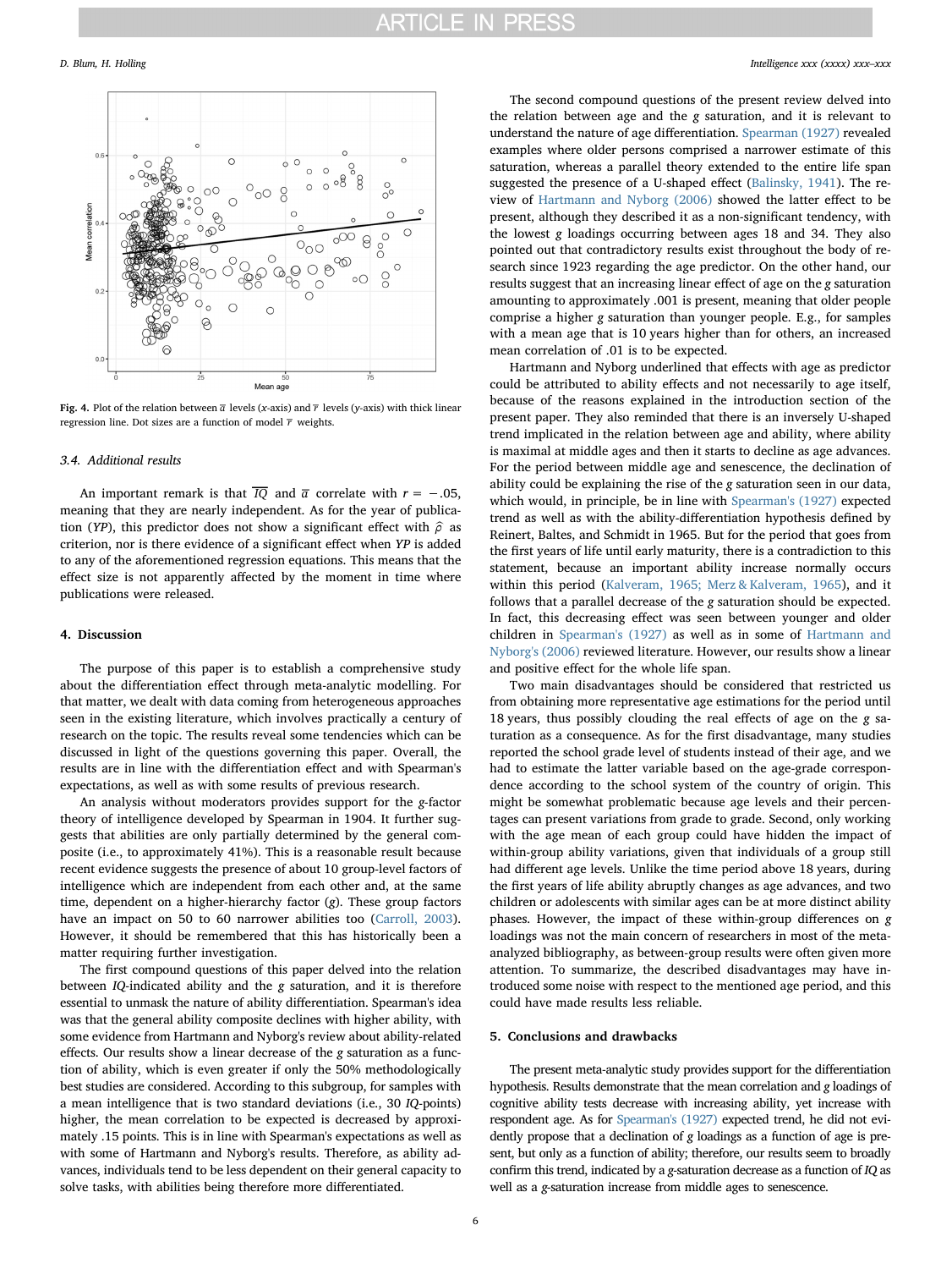Fig. 4. Plot of the relation between $\bar{a}$ levels (x-axis) and $\bar{r}$ levels (y-axis) with thick linear regression line. Dot sizes are a function of model $\bar{r}$ weights.

### 3.4. Additional results

An important remark is that $\overline{IQ}$ and $\bar{a}$ correlate with $r = -.05$, meaning that they are nearly independent. As for the year of publication (*YP*), this predictor does not show a significant effect with $\hat{\rho}$ as criterion, nor is there evidence of a significant effect when *YP* is added to any of the aforementioned regression equations. This means that the effect size is not apparently affected by the moment in time where publications were released.

## 4. Discussion

The purpose of this paper is to establish a comprehensive study about the differentiation effect through meta-analytic modelling. For that matter, we dealt with data coming from heterogeneous approaches seen in the existing literature, which involves practically a century of research on the topic. The results reveal some tendencies which can be discussed in light of the questions governing this paper. Overall, the results are in line with the differentiation effect and with Spearman's expectations, as well as with some results of previous research.

An analysis without moderators provides support for the *g*-factor theory of intelligence developed by Spearman in 1904. It further suggests that abilities are only partially determined by the general composite (i.e., to approximately 41%). This is a reasonable result because recent evidence suggests the presence of about 10 group-level factors of intelligence which are independent from each other and, at the same time, dependent on a higher-hierarchy factor (*g*). These group factors have an impact on 50 to 60 narrower abilities too (Carroll, 2003). However, it should be remembered that this has historically been a matter requiring further investigation.

The first compound questions of this paper delved into the relation between *IQ*-indicated ability and the *g* saturation, and it is therefore essential to unmask the nature of ability differentiation. Spearman's idea was that the general ability composite declines with higher ability, with some evidence from Hartmann and Nyborg's review about ability-related effects. Our results show a linear decrease of the *g* saturation as a function of ability, which is even greater if only the 50% methodologically best studies are considered. According to this subgroup, for samples with a mean intelligence that is two standard deviations (i.e., 30 *IQ*-points) higher, the mean correlation to be expected is decreased by approximately .15 points. This is in line with Spearman's expectations as well as with some of Hartmann and Nyborg's results. Therefore, as ability advances, individuals tend to be less dependent on their general capacity to solve tasks, with abilities being therefore more differentiated.

The second compound questions of the present review delved into the relation between age and the *g* saturation, and it is relevant to understand the nature of age differentiation. Spearman (1927) revealed examples where older persons comprised a narrower estimate of this saturation, whereas a parallel theory extended to the entire life span suggested the presence of a U-shaped effect (Balinsky, 1941). The review of Hartmann and Nyborg (2006) showed the latter effect to be present, although they described it as a non-significant tendency, with the lowest *g* loadings occurring between ages 18 and 34. They also pointed out that contradictory results exist throughout the body of research since 1923 regarding the age predictor. On the other hand, our results suggest that an increasing linear effect of age on the *g* saturation amounting to approximately .001 is present, meaning that older people comprise a higher *g* saturation than younger people. E.g., for samples with a mean age that is 10 years higher than for others, an increased mean correlation of .01 is to be expected.

Hartmann and Nyborg underlined that effects with age as predictor could be attributed to ability effects and not necessarily to age itself, because of the reasons explained in the introduction section of the present paper. They also reminded that there is an inversely U-shaped trend implicated in the relation between age and ability, where ability is maximal at middle ages and then it starts to decline as age advances. For the period between middle age and senescence, the declination of ability could be explaining the rise of the *g* saturation seen in our data, which would, in principle, be in line with Spearman's (1927) expected trend as well as with the ability-differentiation hypothesis defined by Reinert, Baltes, and Schmidt in 1965. But for the period that goes from the first years of life until early maturity, there is a contradiction to this statement, because an important ability increase normally occurs within this period (Kalveram, 1965; Merz & Kalveram, 1965), and it follows that a parallel decrease of the *g* saturation should be expected. In fact, this decreasing effect was seen between younger and older children in Spearman's (1927) as well as in some of Hartmann and Nyborg's (2006) reviewed literature. However, our results show a linear and positive effect for the whole life span.

Two main disadvantages should be considered that restricted us from obtaining more representative age estimations for the period until 18 years, thus possibly clouding the real effects of age on the *g* saturation as a consequence. As for the first disadvantage, many studies reported the school grade level of students instead of their age, and we had to estimate the latter variable based on the age-grade correspondence according to the school system of the country of origin. This might be somewhat problematic because age levels and their percentages can present variations from grade to grade. Second, only working with the age mean of each group could have hidden the impact of within-group ability variations, given that individuals of a group still had different age levels. Unlike the time period above 18 years, during the first years of life ability abruptly changes as age advances, and two children or adolescents with similar ages can be at more distinct ability phases. However, the impact of these within-group differences on *g* loadings was not the main concern of researchers in most of the meta-analyzed bibliography, as between-group results were often given more attention. To summarize, the described disadvantages may have introduced some noise with respect to the mentioned age period, and this could have made results less reliable.

## 5. Conclusions and drawbacks

The present meta-analytic study provides support for the differentiation hypothesis. Results demonstrate that the mean correlation and *g* loadings of cognitive ability tests decrease with increasing ability, yet increase with respondent age. As for Spearman's (1927) expected trend, he did not evidently propose that a declination of *g* loadings as a function of age is present, but only as a function of ability; therefore, our results seem to broadly confirm this trend, indicated by a *g*-saturation decrease as a function of *IQ* as well as a *g*-saturation increase from middle ages to senescence.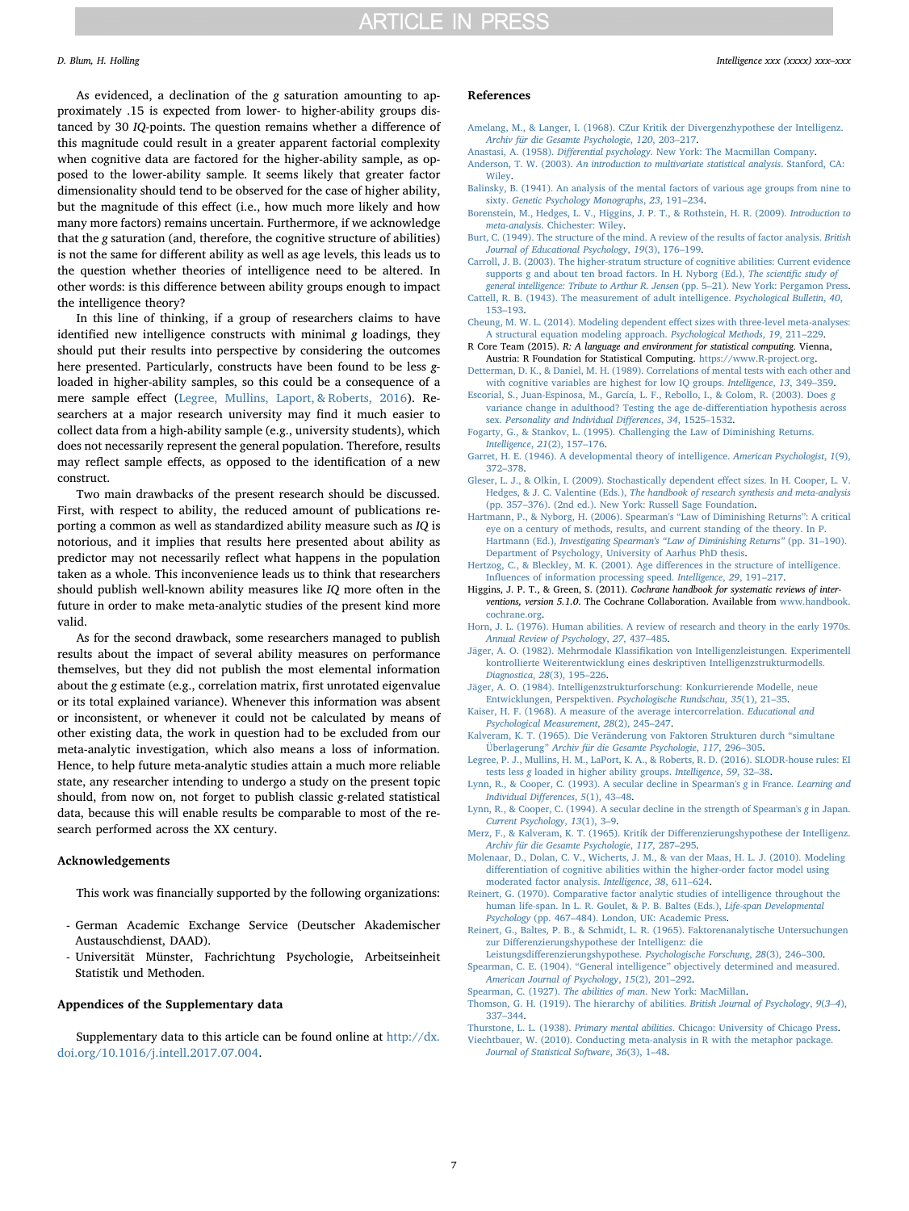As evidenced, a declination of the *g* saturation amounting to approximately .15 is expected from lower- to higher-ability groups distanced by 30 *IQ*-points. The question remains whether a difference of this magnitude could result in a greater apparent factorial complexity when cognitive data are factored for the higher-ability sample, as opposed to the lower-ability sample. It seems likely that greater factor dimensionality should tend to be observed for the case of higher ability, but the magnitude of this effect (i.e., how much more likely and how many more factors) remains uncertain. Furthermore, if we acknowledge that the *g* saturation (and, therefore, the cognitive structure of abilities) is not the same for different ability as well as age levels, this leads us to the question whether theories of intelligence need to be altered. In other words: is this difference between ability groups enough to impact the intelligence theory?

In this line of thinking, if a group of researchers claims to have identified new intelligence constructs with minimal *g* loadings, they should put their results into perspective by considering the outcomes here presented. Particularly, constructs have been found to be less *g*-loaded in higher-ability samples, so this could be a consequence of a mere sample effect (Legree, Mullins, Laport, & Roberts, 2016). Researchers at a major research university may find it much easier to collect data from a high-ability sample (e.g., university students), which does not necessarily represent the general population. Therefore, results may reflect sample effects, as opposed to the identification of a new construct.

Two main drawbacks of the present research should be discussed. First, with respect to ability, the reduced amount of publications reporting a common as well as standardized ability measure such as *IQ* is notorious, and it implies that results here presented about ability as predictor may not necessarily reflect what happens in the population taken as a whole. This inconvenience leads us to think that researchers should publish well-known ability measures like *IQ* more often in the future in order to make meta-analytic studies of the present kind more valid.

As for the second drawback, some researchers managed to publish results about the impact of several ability measures on performance themselves, but they did not publish the most elemental information about the *g* estimate (e.g., correlation matrix, first unrotated eigenvalue or its total explained variance). Whenever this information was absent or inconsistent, or whenever it could not be calculated by means of other existing data, the work in question had to be excluded from our meta-analytic investigation, which also means a loss of information. Hence, to help future meta-analytic studies attain a much more reliable state, any researcher intending to undergo a study on the present topic should, from now on, not forget to publish classic *g*-related statistical data, because this will enable results be comparable to most of the research performed across the XX century.

## Acknowledgements

This work was financially supported by the following organizations:

- German Academic Exchange Service (Deutscher Akademischer Austauschdienst, DAAD).
- Universität Münster, Fachrichtung Psychologie, Arbeitseinheit Statistik und Methoden.

## Appendices of the Supplementary data

Supplementary data to this article can be found online at http://dx.doi.org/10.1016/j.intell.2017.07.004.

## References

Amelang, M., & Langer, I. (1968). CZur Kritik der Divergenzhypothese der Intelligenz. *Archiv für die Gesamte Psychologie, 120*, 203–217.

Anastasi, A. (1958). *Differential psychology*. New York: The Macmillan Company.

Anderson, T. W. (2003). *An introduction to multivariate statistical analysis*. Stanford, CA: Wiley.

Balinsky, B. (1941). An analysis of the mental factors of various age groups from nine to sixty. *Genetic Psychology Monographs, 23*, 191–234.

Borenstein, M., Hedges, L. V., Higgins, J. P. T., & Rothstein, H. R. (2009). *Introduction to meta-analysis*. Chichester: Wiley.

Burt, C. (1949). The structure of the mind. A review of the results of factor analysis. *British Journal of Educational Psychology, 19*(3), 176–199.

Carroll, J. B. (2003). The higher-stratum structure of cognitive abilities: Current evidence supports g and about ten broad factors. In H. Nyborg (Ed.), *The scientific study of general intelligence: Tribute to Arthur R. Jensen* (pp. 5–21). New York: Pergamon Press.

Cattell, R. B. (1943). The measurement of adult intelligence. *Psychological Bulletin, 40*, 153–193.

Cheung, M. W. L. (2014). Modeling dependent effect sizes with three-level meta-analyses: A structural equation modeling approach. *Psychological Methods, 19*, 211–229.

R Core Team (2015). *R: A language and environment for statistical computing*. Vienna, Austria: R Foundation for Statistical Computing. https://www.R-project.org.

Detterman, D. K., & Daniel, M. H. (1989). Correlations of mental tests with each other and with cognitive variables are highest for low IQ groups. *Intelligence, 13*, 349–359.

Escorial, S., Juan-Espinosa, M., García, L. F., Rebollo, I., & Colom, R. (2003). Does *g* variance change in adulthood? Testing the age de-differentiation hypothesis across sex. *Personality and Individual Differences, 34*, 1525–1532.

Fogarty, G., & Stankov, L. (1995). Challenging the Law of Diminishing Returns. *Intelligence, 21*(2), 157–176.

Garret, H. E. (1946). A developmental theory of intelligence. *American Psychologist, 1*(9), 372–378.

Gleser, L. J., & Olkin, I. (2009). Stochastically dependent effect sizes. In H. Cooper, L. V. Hedges, & J. C. Valentine (Eds.), *The handbook of research synthesis and meta-analysis* (pp. 357–376). (2nd ed.). New York: Russell Sage Foundation.

Hartmann, P., & Nyborg, H. (2006). Spearman's "Law of Diminishing Returns": A critical eye on a century of methods, results, and current standing of the theory. In P. Hartmann (Ed.), *Investigating Spearman's "Law of Diminishing Returns"* (pp. 31–190). Department of Psychology, University of Aarhus PhD thesis.

Hertzog, C., & Bleckley, M. K. (2001). Age differences in the structure of intelligence. Influences of information processing speed. *Intelligence, 29*, 191–217.

Higgins, J. P. T., & Green, S. (2011). *Cochrane handbook for systematic reviews of interventions, version 5.1.0*. The Cochrane Collaboration. Available from www.handbook.cochrane.org.

Horn, J. L. (1976). Human abilities. A review of research and theory in the early 1970s. *Annual Review of Psychology, 27*, 437–485.

Jäger, A. O. (1982). Mehrmodale Klassifikation von Intelligenzleistungen. Experimentell kontrollierte Weiterentwicklung eines deskriptiven Intelligenzstrukturmodells. *Diagnostica, 28*(3), 195–226.

Jäger, A. O. (1984). Intelligenzstrukturforschung: Konkurrierende Modelle, neue Entwicklungen, Perspektiven. *Psychologische Rundschau, 35*(1), 21–35.

Kaiser, H. F. (1968). A measure of the average intercorrelation. *Educational and Psychological Measurement, 28*(2), 245–247.

Kalveram, K. T. (1965). Die Veränderung von Faktoren Strukturen durch "simultane Überlagerung" *Archiv für die Gesamte Psychologie, 117*, 296–305.

Legree, P. J., Mullins, H. M., LaPort, K. A., & Roberts, R. D. (2016). SLODR-house rules: EI tests less g loaded in higher ability groups. *Intelligence, 59*, 32–38.

Lynn, R., & Cooper, C. (1993). A secular decline in Spearman's g in France. *Learning and Individual Differences, 5*(1), 43–48.

Lynn, R., & Cooper, C. (1994). A secular decline in the strength of Spearman's *g* in Japan. *Current Psychology, 13*(1), 3–9.

Merz, F., & Kalveram, K. T. (1965). Kritik der Differenzierungshypothese der Intelligenz. *Archiv für die Gesamte Psychologie, 117*, 287–295.

Molenaar, D., Dolan, C. V., Wicherts, J. M., & van der Maas, H. L. J. (2010). Modeling differentiation of cognitive abilities within the higher-order factor model using moderated factor analysis. *Intelligence, 38*, 611–624.

Reinert, G. (1970). Comparative factor analytic studies of intelligence throughout the human life-span. In L. R. Goulet, & P. B. Baltes (Eds.), *Life-span Developmental Psychology* (pp. 467–484). London, UK: Academic Press.

Reinert, G., Baltes, P. B., & Schmidt, L. R. (1965). Faktorenanalytische Untersuchungen zur Differenzierungshypothese der Intelligenz: die Leistungsdifferenzierungshypothese. *Psychologische Forschung, 28*(3), 246–300.

Spearman, C. E. (1904). "General intelligence" objectively determined and measured. *American Journal of Psychology, 15*(2), 201–292.

Spearman, C. (1927). *The abilities of man*. New York: MacMillan.

Thomson, G. H. (1919). The hierarchy of abilities. *British Journal of Psychology, 9*(3–4), 337–344.

Thurstone, L. L. (1938). *Primary mental abilities*. Chicago: University of Chicago Press.

Viechtbauer, W. (2010). Conducting meta-analysis in R with the metaphor package. *Journal of Statistical Software, 36*(3), 1–48.